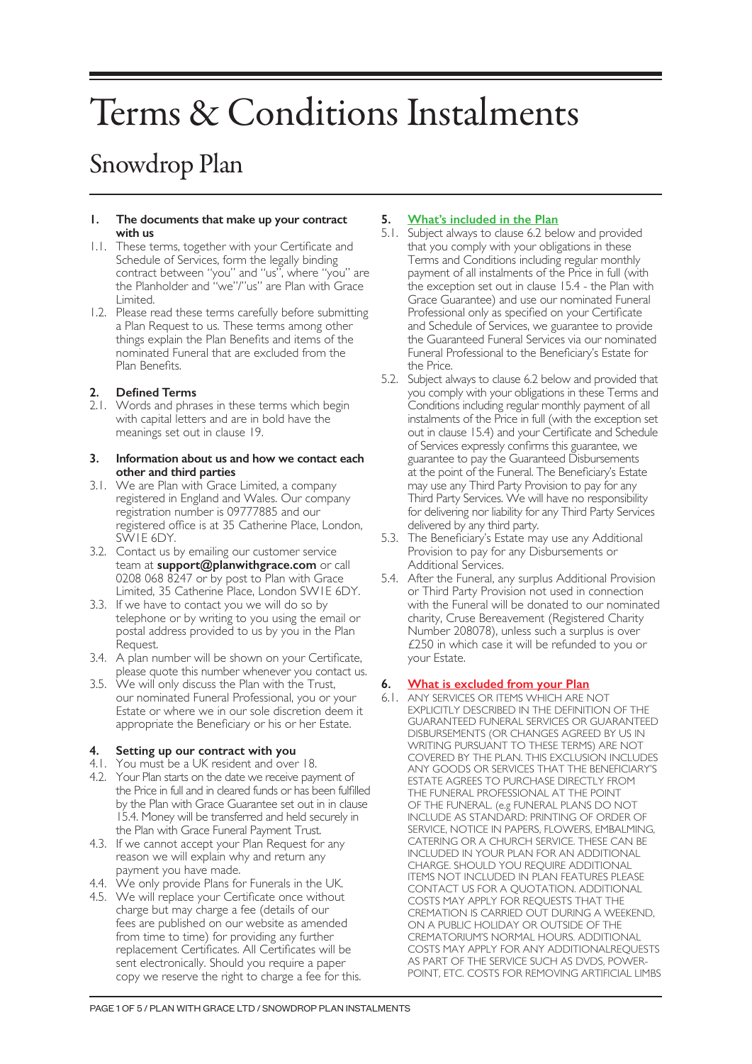# Terms & Conditions Instalments

## Snowdrop Plan

**1. The documents that make up your contract with us**

1.1. These terms, together with your Certificate and Schedule of Services, form the legally binding contract between "you" and "us", where "you" are the Planholder and "we"/"us" are Plan with Grace Limited.

1.2. Please read these terms carefully before submitting a Plan Request to us. These terms among other things explain the Plan Benefits and items of the nominated Funeral that are excluded from the Plan Benefits.

**2. Defined Terms**

2.1. Words and phrases in these terms which begin with capital letters and are in bold have the meanings set out in clause 19.

**3. Information about us and how we contact each other and third parties**

3.1. We are Plan with Grace Limited, a company registered in England and Wales. Our company registration number is 09777885 and our registered office is at 35 Catherine Place, London, SW1E 6DY.

3.2. Contact us by emailing our customer service team at **support@planwithgrace.com** or call 0208 068 8247 or by post to Plan with Grace Limited, 35 Catherine Place, London SW1E 6DY.

3.3. If we have to contact you we will do so by telephone or by writing to you using the email or postal address provided to us by you in the Plan Request.

3.4. A plan number will be shown on your Certificate, please quote this number whenever you contact us.

3.5. We will only discuss the Plan with the Trust, our nominated Funeral Professional, you or your Estate or where we in our sole discretion deem it appropriate the Beneficiary or his or her Estate.

**4. Setting up our contract with you**

4.1. You must be a UK resident and over 18.

4.2. Your Plan starts on the date we receive payment of the Price in full and in cleared funds or has been fulfilled by the Plan with Grace Guarantee set out in in clause 15.4. Money will be transferred and held securely in the Plan with Grace Funeral Payment Trust.

4.3. If we cannot accept your Plan Request for any reason we will explain why and return any payment you have made.

4.4. We only provide Plans for Funerals in the UK.

4.5. We will replace your Certificate once without charge but may charge a fee (details of our fees are published on our website as amended from time to time) for providing any further replacement Certificates. All Certificates will be sent electronically. Should you require a paper copy we reserve the right to charge a fee for this.

**5. What's included in the Plan**

5.1. Subject always to clause 6.2 below and provided that you comply with your obligations in these Terms and Conditions including regular monthly payment of all instalments of the Price in full (with the exception set out in clause 15.4 - the Plan with Grace Guarantee) and use our nominated Funeral Professional only as specified on your Certificate and Schedule of Services, we guarantee to provide the Guaranteed Funeral Services via our nominated Funeral Professional to the Beneficiary's Estate for the Price.

5.2. Subject always to clause 6.2 below and provided that you comply with your obligations in these Terms and Conditions including regular monthly payment of all instalments of the Price in full (with the exception set out in clause 15.4) and your Certificate and Schedule of Services expressly confirms this guarantee, we guarantee to pay the Guaranteed Disbursements at the point of the Funeral. The Beneficiary's Estate may use any Third Party Provision to pay for any Third Party Services. We will have no responsibility for delivering nor liability for any Third Party Services delivered by any third party.

5.3. The Beneficiary's Estate may use any Additional Provision to pay for any Disbursements or Additional Services.

5.4. After the Funeral, any surplus Additional Provision or Third Party Provision not used in connection with the Funeral will be donated to our nominated charity, Cruse Bereavement (Registered Charity Number 208078), unless such a surplus is over £250 in which case it will be refunded to you or your Estate.

**6. What is excluded from your Plan**

6.1. ANY SERVICES OR ITEMS WHICH ARE NOT EXPLICITLY DESCRIBED IN THE DEFINITION OF THE GUARANTEED FUNERAL SERVICES OR GUARANTEED DISBURSEMENTS (OR CHANGES AGREED BY US IN WRITING PURSUANT TO THESE TERMS) ARE NOT COVERED BY THE PLAN. THIS EXCLUSION INCLUDES ANY GOODS OR SERVICES THAT THE BENEFICIARY'S ESTATE AGREES TO PURCHASE DIRECTLY FROM THE FUNERAL PROFESSIONAL AT THE POINT OF THE FUNERAL. (e.g FUNERAL PLANS DO NOT INCLUDE AS STANDARD: PRINTING OF ORDER OF SERVICE, NOTICE IN PAPERS, FLOWERS, EMBALMING, CATERING OR A CHURCH SERVICE. THESE CAN BE INCLUDED IN YOUR PLAN FOR AN ADDITIONAL CHARGE. SHOULD YOU REQUIRE ADDITIONAL ITEMS NOT INCLUDED IN PLAN FEATURES PLEASE CONTACT US FOR A QUOTATION. ADDITIONAL COSTS MAY APPLY FOR REQUESTS THAT THE CREMATION IS CARRIED OUT DURING A WEEKEND, ON A PUBLIC HOLIDAY OR OUTSIDE OF THE CREMATORIUM'S NORMAL HOURS. ADDITIONAL COSTS MAY APPLY FOR ANY ADDITIONALREQUESTS AS PART OF THE SERVICE SUCH AS DVDS, POWER-POINT, ETC. COSTS FOR REMOVING ARTIFICIAL LIMBS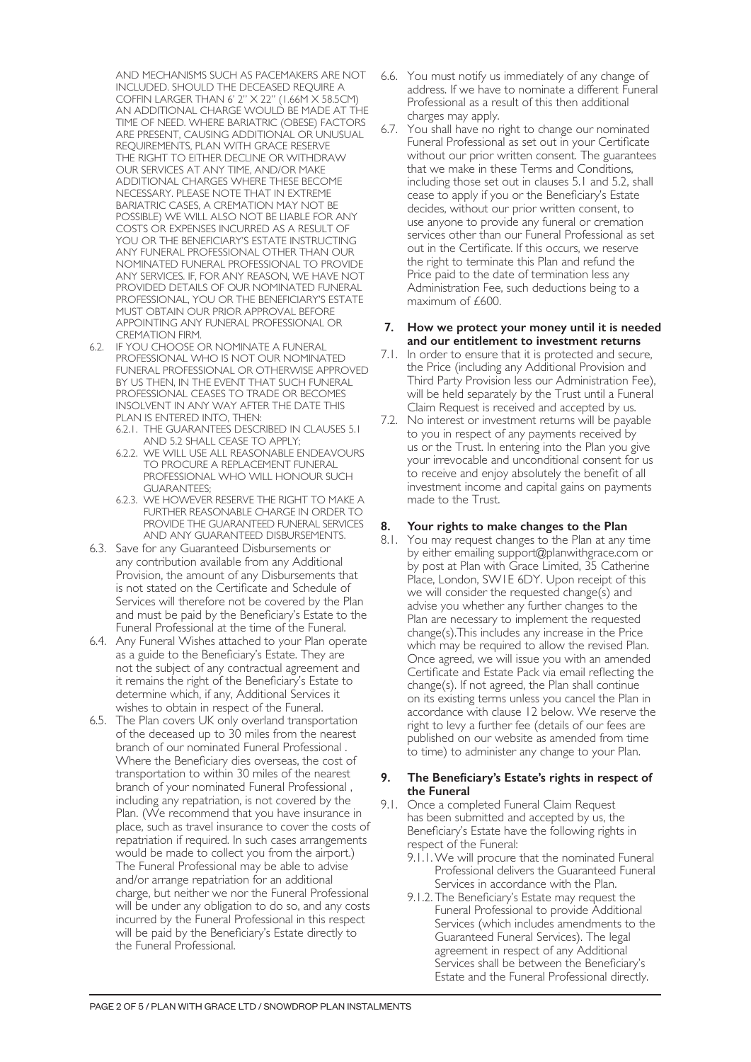AND MECHANISMS SUCH AS PACEMAKERS ARE NOT INCLUDED. SHOULD THE DECEASED REQUIRE A COFFIN LARGER THAN 6' 2" X 22" (1.66M X 58.5CM) AN ADDITIONAL CHARGE WOULD BE MADE AT THE TIME OF NEED. WHERE BARIATRIC (OBESE) FACTORS ARE PRESENT, CAUSING ADDITIONAL OR UNUSUAL REQUIREMENTS, PLAN WITH GRACE RESERVE THE RIGHT TO EITHER DECLINE OR WITHDRAW OUR SERVICES AT ANY TIME, AND/OR MAKE ADDITIONAL CHARGES WHERE THESE BECOME NECESSARY. PLEASE NOTE THAT IN EXTREME BARIATRIC CASES, A CREMATION MAY NOT BE POSSIBLE) WE WILL ALSO NOT BE LIABLE FOR ANY COSTS OR EXPENSES INCURRED AS A RESULT OF YOU OR THE BENEFICIARY'S ESTATE INSTRUCTING ANY FUNERAL PROFESSIONAL OTHER THAN OUR NOMINATED FUNERAL PROFESSIONAL TO PROVIDE ANY SERVICES. IF, FOR ANY REASON, WE HAVE NOT PROVIDED DETAILS OF OUR NOMINATED FUNERAL PROFESSIONAL, YOU OR THE BENEFICIARY'S ESTATE MUST OBTAIN OUR PRIOR APPROVAL BEFORE APPOINTING ANY FUNERAL PROFESSIONAL OR CREMATION FIRM.

6.2. IF YOU CHOOSE OR NOMINATE A FUNERAL PROFESSIONAL WHO IS NOT OUR NOMINATED FUNERAL PROFESSIONAL OR OTHERWISE APPROVED BY US THEN, IN THE EVENT THAT SUCH FUNERAL PROFESSIONAL CEASES TO TRADE OR BECOMES INSOLVENT IN ANY WAY AFTER THE DATE THIS PLAN IS ENTERED INTO, THEN:
   - 6.2.1. THE GUARANTEES DESCRIBED IN CLAUSES 5.1 AND 5.2 SHALL CEASE TO APPLY;
   - 6.2.2. WE WILL USE ALL REASONABLE ENDEAVOURS TO PROCURE A REPLACEMENT FUNERAL PROFESSIONAL WHO WILL HONOUR SUCH GUARANTEES;
   - 6.2.3. WE HOWEVER RESERVE THE RIGHT TO MAKE A FURTHER REASONABLE CHARGE IN ORDER TO PROVIDE THE GUARANTEED FUNERAL SERVICES AND ANY GUARANTEED DISBURSEMENTS.

6.3. Save for any Guaranteed Disbursements or any contribution available from any Additional Provision, the amount of any Disbursements that is not stated on the Certificate and Schedule of Services will therefore not be covered by the Plan and must be paid by the Beneficiary's Estate to the Funeral Professional at the time of the Funeral.

6.4. Any Funeral Wishes attached to your Plan operate as a guide to the Beneficiary's Estate. They are not the subject of any contractual agreement and it remains the right of the Beneficiary's Estate to determine which, if any, Additional Services it wishes to obtain in respect of the Funeral.

6.5. The Plan covers UK only overland transportation of the deceased up to 30 miles from the nearest branch of our nominated Funeral Professional . Where the Beneficiary dies overseas, the cost of transportation to within 30 miles of the nearest branch of your nominated Funeral Professional , including any repatriation, is not covered by the Plan. (We recommend that you have insurance in place, such as travel insurance to cover the costs of repatriation if required. In such cases arrangements would be made to collect you from the airport.) The Funeral Professional may be able to advise and/or arrange repatriation for an additional charge, but neither we nor the Funeral Professional will be under any obligation to do so, and any costs incurred by the Funeral Professional in this respect will be paid by the Beneficiary's Estate directly to the Funeral Professional.

6.6. You must notify us immediately of any change of address. If we have to nominate a different Funeral Professional as a result of this then additional charges may apply.

6.7. You shall have no right to change our nominated Funeral Professional as set out in your Certificate without our prior written consent. The guarantees that we make in these Terms and Conditions, including those set out in clauses 5.1 and 5.2, shall cease to apply if you or the Beneficiary's Estate decides, without our prior written consent, to use anyone to provide any funeral or cremation services other than our Funeral Professional as set out in the Certificate. If this occurs, we reserve the right to terminate this Plan and refund the Price paid to the date of termination less any Administration Fee, such deductions being to a maximum of £600.

## 7. How we protect your money until it is needed and our entitlement to investment returns

7.1. In order to ensure that it is protected and secure, the Price (including any Additional Provision and Third Party Provision less our Administration Fee), will be held separately by the Trust until a Funeral Claim Request is received and accepted by us.

7.2. No interest or investment returns will be payable to you in respect of any payments received by us or the Trust. In entering into the Plan you give your irrevocable and unconditional consent for us to receive and enjoy absolutely the benefit of all investment income and capital gains on payments made to the Trust.

## 8. Your rights to make changes to the Plan

8.1. You may request changes to the Plan at any time by either emailing support@planwithgrace.com or by post at Plan with Grace Limited, 35 Catherine Place, London, SW1E 6DY. Upon receipt of this we will consider the requested change(s) and advise you whether any further changes to the Plan are necessary to implement the requested change(s).This includes any increase in the Price which may be required to allow the revised Plan. Once agreed, we will issue you with an amended Certificate and Estate Pack via email reflecting the change(s). If not agreed, the Plan shall continue on its existing terms unless you cancel the Plan in accordance with clause 12 below. We reserve the right to levy a further fee (details of our fees are published on our website as amended from time to time) to administer any change to your Plan.

## 9. The Beneficiary's Estate's rights in respect of the Funeral

9.1. Once a completed Funeral Claim Request has been submitted and accepted by us, the Beneficiary's Estate have the following rights in respect of the Funeral:
   - 9.1.1. We will procure that the nominated Funeral Professional delivers the Guaranteed Funeral Services in accordance with the Plan.
   - 9.1.2. The Beneficiary's Estate may request the Funeral Professional to provide Additional Services (which includes amendments to the Guaranteed Funeral Services). The legal agreement in respect of any Additional Services shall be between the Beneficiary's Estate and the Funeral Professional directly.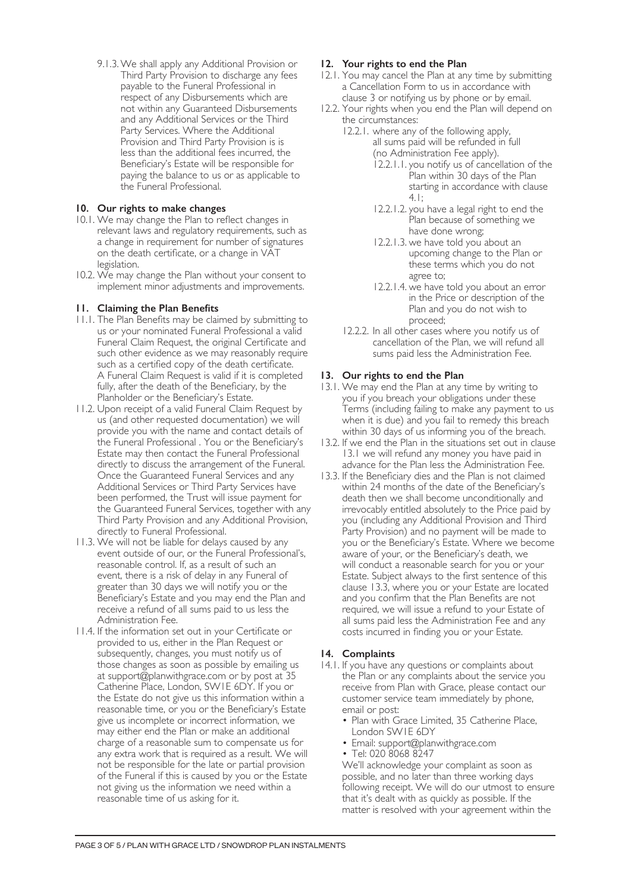9.1.3. We shall apply any Additional Provision or Third Party Provision to discharge any fees payable to the Funeral Professional in respect of any Disbursements which are not within any Guaranteed Disbursements and any Additional Services or the Third Party Services. Where the Additional Provision and Third Party Provision is is less than the additional fees incurred, the Beneficiary's Estate will be responsible for paying the balance to us or as applicable to the Funeral Professional.

## 10. Our rights to make changes

10.1. We may change the Plan to reflect changes in relevant laws and regulatory requirements, such as a change in requirement for number of signatures on the death certificate, or a change in VAT legislation.

10.2. We may change the Plan without your consent to implement minor adjustments and improvements.

## 11. Claiming the Plan Benefits

11.1. The Plan Benefits may be claimed by submitting to us or your nominated Funeral Professional a valid Funeral Claim Request, the original Certificate and such other evidence as we may reasonably require such as a certified copy of the death certificate. A Funeral Claim Request is valid if it is completed fully, after the death of the Beneficiary, by the Planholder or the Beneficiary's Estate.

11.2. Upon receipt of a valid Funeral Claim Request by us (and other requested documentation) we will provide you with the name and contact details of the Funeral Professional . You or the Beneficiary's Estate may then contact the Funeral Professional directly to discuss the arrangement of the Funeral. Once the Guaranteed Funeral Services and any Additional Services or Third Party Services have been performed, the Trust will issue payment for the Guaranteed Funeral Services, together with any Third Party Provision and any Additional Provision, directly to Funeral Professional.

11.3. We will not be liable for delays caused by any event outside of our, or the Funeral Professional's, reasonable control. If, as a result of such an event, there is a risk of delay in any Funeral of greater than 30 days we will notify you or the Beneficiary's Estate and you may end the Plan and receive a refund of all sums paid to us less the Administration Fee.

11.4. If the information set out in your Certificate or provided to us, either in the Plan Request or subsequently, changes, you must notify us of those changes as soon as possible by emailing us at support@planwithgrace.com or by post at 35 Catherine Place, London, SW1E 6DY. If you or the Estate do not give us this information within a reasonable time, or you or the Beneficiary's Estate give us incomplete or incorrect information, we may either end the Plan or make an additional charge of a reasonable sum to compensate us for any extra work that is required as a result. We will not be responsible for the late or partial provision of the Funeral if this is caused by you or the Estate not giving us the information we need within a reasonable time of us asking for it.

## 12. Your rights to end the Plan

12.1. You may cancel the Plan at any time by submitting a Cancellation Form to us in accordance with clause 3 or notifying us by phone or by email.

12.2. Your rights when you end the Plan will depend on the circumstances:

12.2.1. where any of the following apply, all sums paid will be refunded in full (no Administration Fee apply).

12.2.1.1. you notify us of cancellation of the Plan within 30 days of the Plan starting in accordance with clause 4.1;

12.2.1.2. you have a legal right to end the Plan because of something we have done wrong;

12.2.1.3. we have told you about an upcoming change to the Plan or these terms which you do not agree to;

12.2.1.4. we have told you about an error in the Price or description of the Plan and you do not wish to proceed;

12.2.2. In all other cases where you notify us of cancellation of the Plan, we will refund all sums paid less the Administration Fee.

## 13. Our rights to end the Plan

13.1. We may end the Plan at any time by writing to you if you breach your obligations under these Terms (including failing to make any payment to us when it is due) and you fail to remedy this breach within 30 days of us informing you of the breach.

13.2. If we end the Plan in the situations set out in clause 13.1 we will refund any money you have paid in advance for the Plan less the Administration Fee.

13.3. If the Beneficiary dies and the Plan is not claimed within 24 months of the date of the Beneficiary's death then we shall become unconditionally and irrevocably entitled absolutely to the Price paid by you (including any Additional Provision and Third Party Provision) and no payment will be made to you or the Beneficiary's Estate. Where we become aware of your, or the Beneficiary's death, we will conduct a reasonable search for you or your Estate. Subject always to the first sentence of this clause 13.3, where you or your Estate are located and you confirm that the Plan Benefits are not required, we will issue a refund to your Estate of all sums paid less the Administration Fee and any costs incurred in finding you or your Estate.

## 14. Complaints

14.1. If you have any questions or complaints about the Plan or any complaints about the service you receive from Plan with Grace, please contact our customer service team immediately by phone, email or post:

- Plan with Grace Limited, 35 Catherine Place, London SW1E 6DY
- Email: support@planwithgrace.com
- Tel: 020 8068 8247

We'll acknowledge your complaint as soon as possible, and no later than three working days following receipt. We will do our utmost to ensure that it's dealt with as quickly as possible. If the matter is resolved with your agreement within the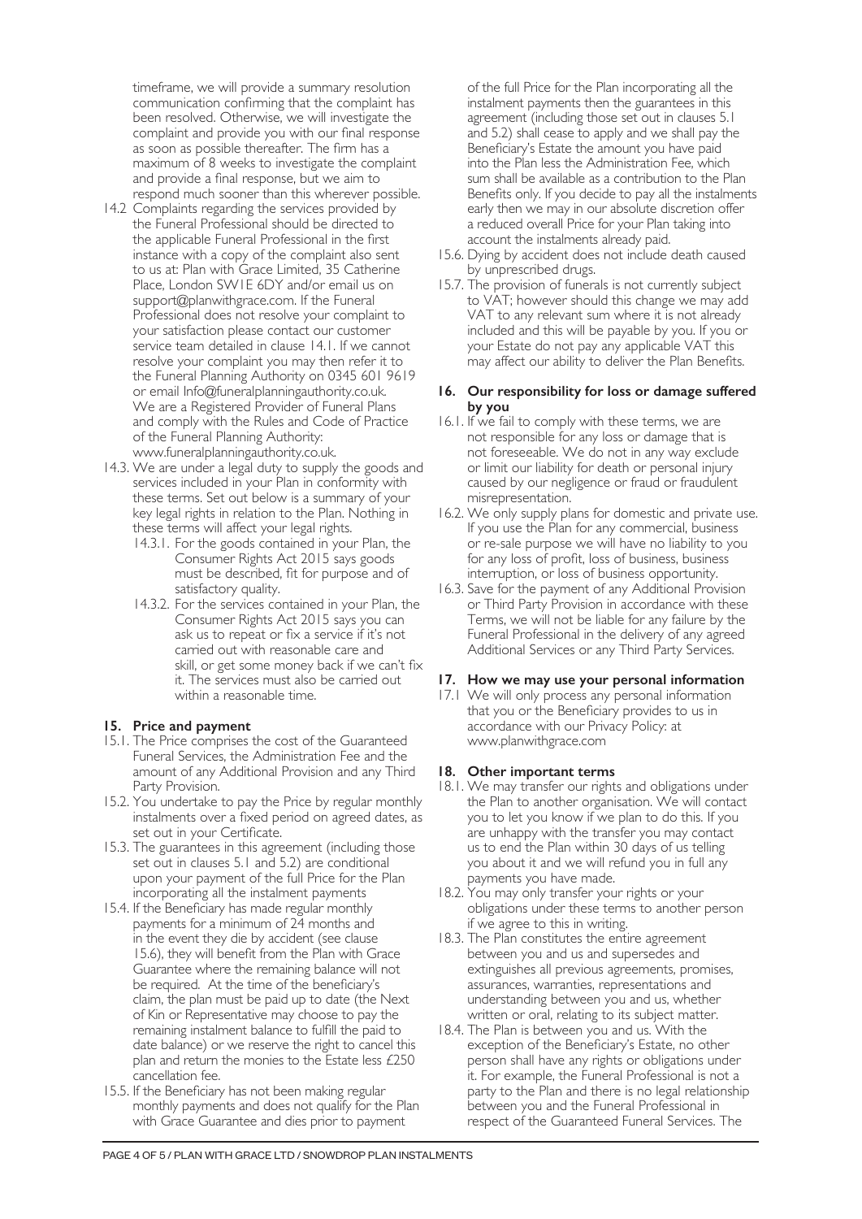timeframe, we will provide a summary resolution communication confirming that the complaint has been resolved. Otherwise, we will investigate the complaint and provide you with our final response as soon as possible thereafter. The firm has a maximum of 8 weeks to investigate the complaint and provide a final response, but we aim to respond much sooner than this wherever possible.

14.2 Complaints regarding the services provided by the Funeral Professional should be directed to the applicable Funeral Professional in the first instance with a copy of the complaint also sent to us at: Plan with Grace Limited, 35 Catherine Place, London SW1E 6DY and/or email us on support@planwithgrace.com. If the Funeral Professional does not resolve your complaint to your satisfaction please contact our customer service team detailed in clause 14.1. If we cannot resolve your complaint you may then refer it to the Funeral Planning Authority on 0345 601 9619 or email Info@funeralplanningauthority.co.uk. We are a Registered Provider of Funeral Plans and comply with the Rules and Code of Practice of the Funeral Planning Authority: www.funeralplanningauthority.co.uk.

14.3. We are under a legal duty to supply the goods and services included in your Plan in conformity with these terms. Set out below is a summary of your key legal rights in relation to the Plan. Nothing in these terms will affect your legal rights.

- 14.3.1. For the goods contained in your Plan, the Consumer Rights Act 2015 says goods must be described, fit for purpose and of satisfactory quality.
- 14.3.2. For the services contained in your Plan, the Consumer Rights Act 2015 says you can ask us to repeat or fix a service if it's not carried out with reasonable care and skill, or get some money back if we can't fix it. The services must also be carried out within a reasonable time.

## 15. Price and payment

15.1. The Price comprises the cost of the Guaranteed Funeral Services, the Administration Fee and the amount of any Additional Provision and any Third Party Provision.

15.2. You undertake to pay the Price by regular monthly instalments over a fixed period on agreed dates, as set out in your Certificate.

15.3. The guarantees in this agreement (including those set out in clauses 5.1 and 5.2) are conditional upon your payment of the full Price for the Plan incorporating all the instalment payments

15.4. If the Beneficiary has made regular monthly payments for a minimum of 24 months and in the event they die by accident (see clause 15.6), they will benefit from the Plan with Grace Guarantee where the remaining balance will not be required. At the time of the beneficiary's claim, the plan must be paid up to date (the Next of Kin or Representative may choose to pay the remaining instalment balance to fulfill the paid to date balance) or we reserve the right to cancel this plan and return the monies to the Estate less £250 cancellation fee.

15.5. If the Beneficiary has not been making regular monthly payments and does not qualify for the Plan with Grace Guarantee and dies prior to payment of the full Price for the Plan incorporating all the instalment payments then the guarantees in this agreement (including those set out in clauses 5.1 and 5.2) shall cease to apply and we shall pay the Beneficiary's Estate the amount you have paid into the Plan less the Administration Fee, which sum shall be available as a contribution to the Plan Benefits only. If you decide to pay all the instalments early then we may in our absolute discretion offer a reduced overall Price for your Plan taking into account the instalments already paid.

15.6. Dying by accident does not include death caused by unprescribed drugs.

15.7. The provision of funerals is not currently subject to VAT; however should this change we may add VAT to any relevant sum where it is not already included and this will be payable by you. If you or your Estate do not pay any applicable VAT this may affect our ability to deliver the Plan Benefits.

## 16. Our responsibility for loss or damage suffered by you

16.1. If we fail to comply with these terms, we are not responsible for any loss or damage that is not foreseeable. We do not in any way exclude or limit our liability for death or personal injury caused by our negligence or fraud or fraudulent misrepresentation.

16.2. We only supply plans for domestic and private use. If you use the Plan for any commercial, business or re-sale purpose we will have no liability to you for any loss of profit, loss of business, business interruption, or loss of business opportunity.

16.3. Save for the payment of any Additional Provision or Third Party Provision in accordance with these Terms, we will not be liable for any failure by the Funeral Professional in the delivery of any agreed Additional Services or any Third Party Services.

## 17. How we may use your personal information

17.1 We will only process any personal information that you or the Beneficiary provides to us in accordance with our Privacy Policy: at www.planwithgrace.com

## 18. Other important terms

18.1. We may transfer our rights and obligations under the Plan to another organisation. We will contact you to let you know if we plan to do this. If you are unhappy with the transfer you may contact us to end the Plan within 30 days of us telling you about it and we will refund you in full any payments you have made.

18.2. You may only transfer your rights or your obligations under these terms to another person if we agree to this in writing.

18.3. The Plan constitutes the entire agreement between you and us and supersedes and extinguishes all previous agreements, promises, assurances, warranties, representations and understanding between you and us, whether written or oral, relating to its subject matter.

18.4. The Plan is between you and us. With the exception of the Beneficiary's Estate, no other person shall have any rights or obligations under it. For example, the Funeral Professional is not a party to the Plan and there is no legal relationship between you and the Funeral Professional in respect of the Guaranteed Funeral Services. The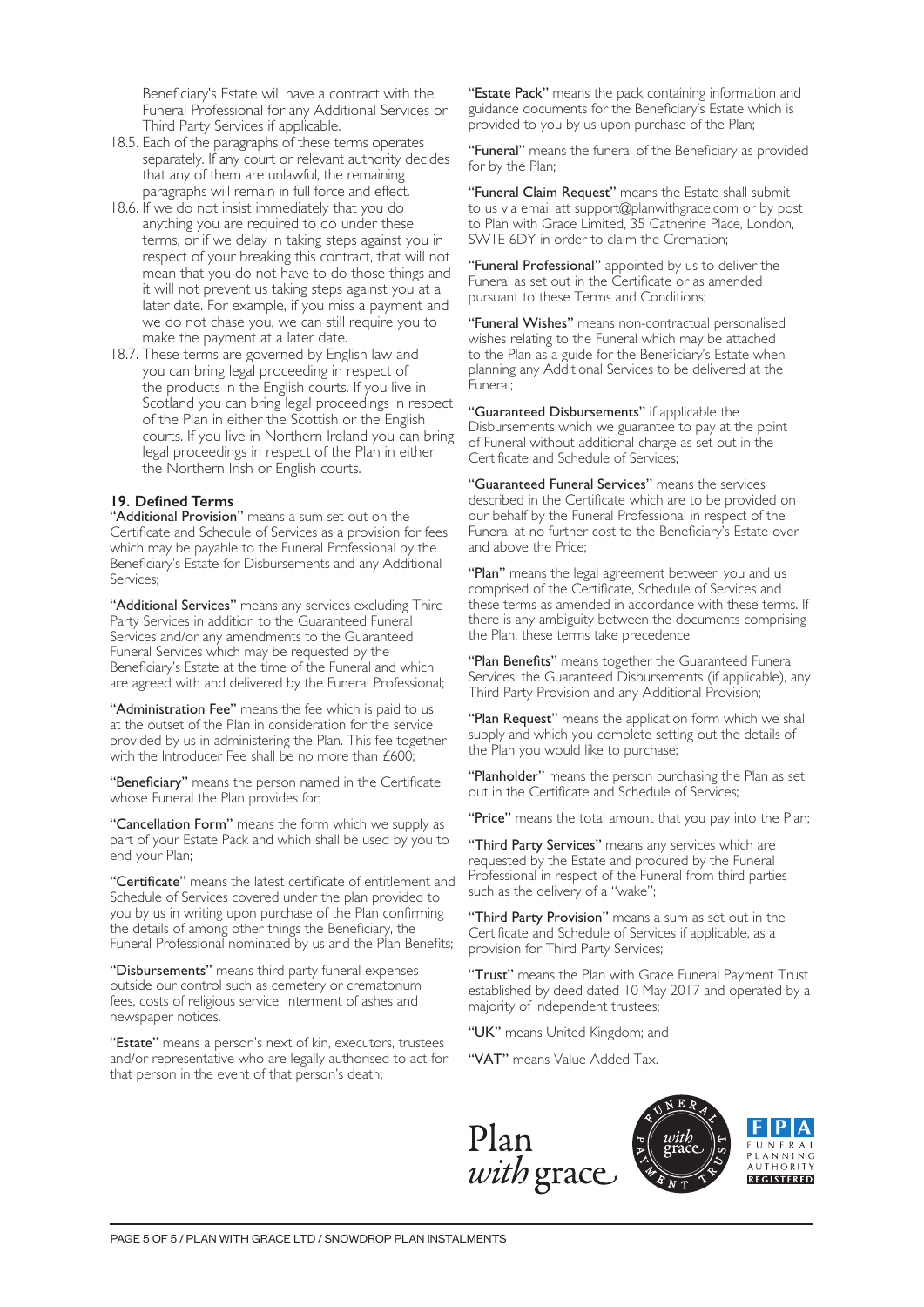Beneficiary's Estate will have a contract with the Funeral Professional for any Additional Services or Third Party Services if applicable.

18.5. Each of the paragraphs of these terms operates separately. If any court or relevant authority decides that any of them are unlawful, the remaining paragraphs will remain in full force and effect.

18.6. If we do not insist immediately that you do anything you are required to do under these terms, or if we delay in taking steps against you in respect of your breaking this contract, that will not mean that you do not have to do those things and it will not prevent us taking steps against you at a later date. For example, if you miss a payment and we do not chase you, we can still require you to make the payment at a later date.

18.7. These terms are governed by English law and you can bring legal proceeding in respect of the products in the English courts. If you live in Scotland you can bring legal proceedings in respect of the Plan in either the Scottish or the English courts. If you live in Northern Ireland you can bring legal proceedings in respect of the Plan in either the Northern Irish or English courts.

## 19. Defined Terms

"**Additional Provision**" means a sum set out on the Certificate and Schedule of Services as a provision for fees which may be payable to the Funeral Professional by the Beneficiary's Estate for Disbursements and any Additional Services;

"**Additional Services**" means any services excluding Third Party Services in addition to the Guaranteed Funeral Services and/or any amendments to the Guaranteed Funeral Services which may be requested by the Beneficiary's Estate at the time of the Funeral and which are agreed with and delivered by the Funeral Professional;

"**Administration Fee**" means the fee which is paid to us at the outset of the Plan in consideration for the service provided by us in administering the Plan. This fee together with the Introducer Fee shall be no more than £600;

"**Beneficiary**" means the person named in the Certificate whose Funeral the Plan provides for;

"**Cancellation Form**" means the form which we supply as part of your Estate Pack and which shall be used by you to end your Plan;

"**Certificate**" means the latest certificate of entitlement and Schedule of Services covered under the plan provided to you by us in writing upon purchase of the Plan confirming the details of among other things the Beneficiary, the Funeral Professional nominated by us and the Plan Benefits;

"**Disbursements**" means third party funeral expenses outside our control such as cemetery or crematorium fees, costs of religious service, interment of ashes and newspaper notices.

"**Estate**" means a person's next of kin, executors, trustees and/or representative who are legally authorised to act for that person in the event of that person's death;

"**Estate Pack**" means the pack containing information and guidance documents for the Beneficiary's Estate which is provided to you by us upon purchase of the Plan;

"**Funeral**" means the funeral of the Beneficiary as provided for by the Plan;

"**Funeral Claim Request**" means the Estate shall submit to us via email att support@planwithgrace.com or by post to Plan with Grace Limited, 35 Catherine Place, London, SW1E 6DY in order to claim the Cremation;

"**Funeral Professional**" appointed by us to deliver the Funeral as set out in the Certificate or as amended pursuant to these Terms and Conditions;

"**Funeral Wishes**" means non-contractual personalised wishes relating to the Funeral which may be attached to the Plan as a guide for the Beneficiary's Estate when planning any Additional Services to be delivered at the Funeral;

"**Guaranteed Disbursements**" if applicable the Disbursements which we guarantee to pay at the point of Funeral without additional charge as set out in the Certificate and Schedule of Services;

"**Guaranteed Funeral Services**" means the services described in the Certificate which are to be provided on our behalf by the Funeral Professional in respect of the Funeral at no further cost to the Beneficiary's Estate over and above the Price;

"**Plan**" means the legal agreement between you and us comprised of the Certificate, Schedule of Services and these terms as amended in accordance with these terms. If there is any ambiguity between the documents comprising the Plan, these terms take precedence;

"**Plan Benefits**" means together the Guaranteed Funeral Services, the Guaranteed Disbursements (if applicable), any Third Party Provision and any Additional Provision;

"**Plan Request**" means the application form which we shall supply and which you complete setting out the details of the Plan you would like to purchase;

"**Planholder**" means the person purchasing the Plan as set out in the Certificate and Schedule of Services;

"**Price**" means the total amount that you pay into the Plan;

"**Third Party Services**" means any services which are requested by the Estate and procured by the Funeral Professional in respect of the Funeral from third parties such as the delivery of a "wake";

"**Third Party Provision**" means a sum as set out in the Certificate and Schedule of Services if applicable, as a provision for Third Party Services;

"**Trust**" means the Plan with Grace Funeral Payment Trust established by deed dated 10 May 2017 and operated by a majority of independent trustees;

"**UK**" means United Kingdom; and

"**VAT**" means Value Added Tax.

Plan *with* grace

FUNERAL PAYMENT TRUST *with* grace

FPA FUNERAL PLANNING AUTHORITY REGISTERED